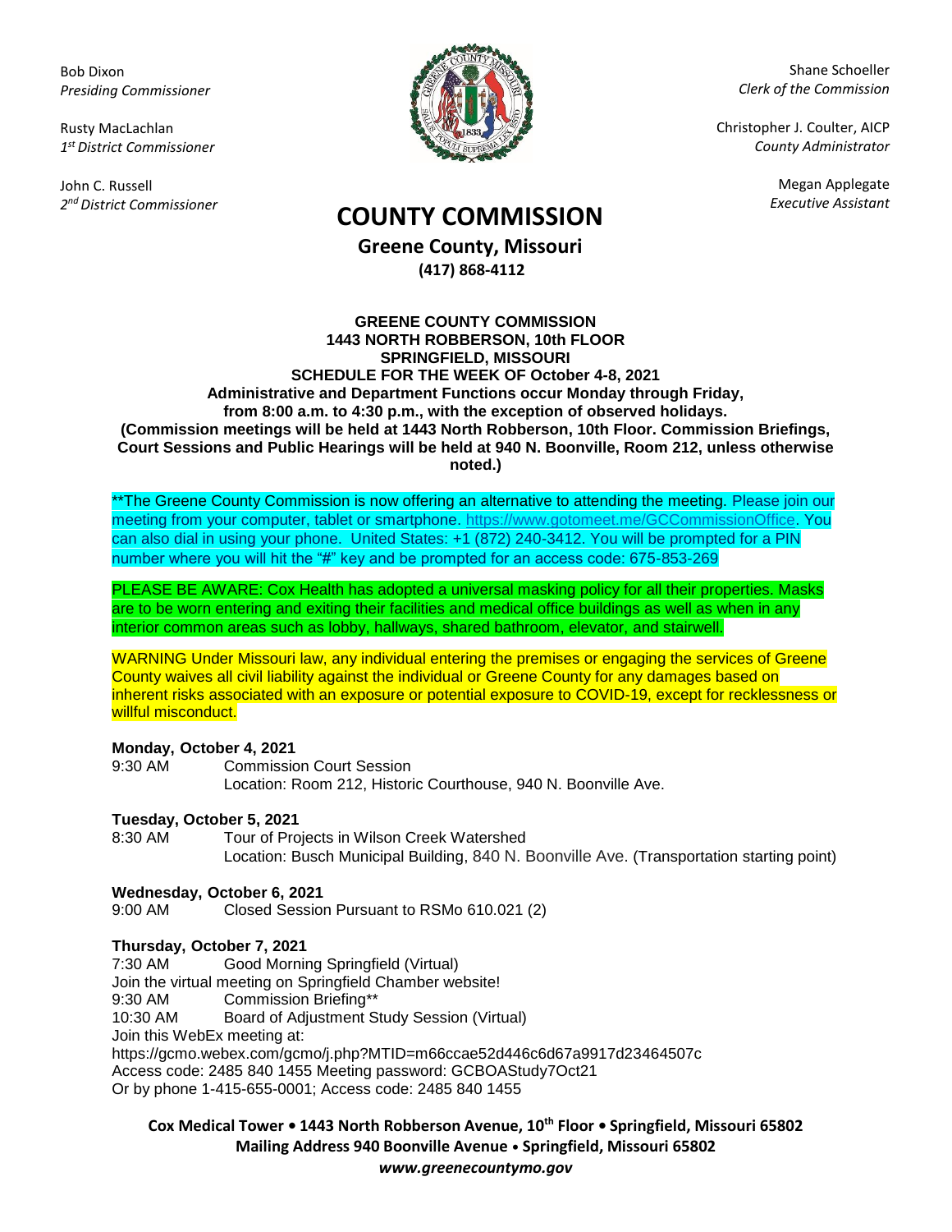Bob Dixon
*Presiding Commissioner*

Rusty MacLachlan
*1st District Commissioner*

John C. Russell
*2nd District Commissioner*

Shane Schoeller
*Clerk of the Commission*

Christopher J. Coulter, AICP
*County Administrator*

Megan Applegate
*Executive Assistant*

# COUNTY COMMISSION

## Greene County, Missouri

**(417) 868-4112**

**GREENE COUNTY COMMISSION**
**1443 NORTH ROBBERSON, 10th FLOOR**
**SPRINGFIELD, MISSOURI**
**SCHEDULE FOR THE WEEK OF October 4-8, 2021**
**Administrative and Department Functions occur Monday through Friday, from 8:00 a.m. to 4:30 p.m., with the exception of observed holidays.**
**(Commission meetings will be held at 1443 North Robberson, 10th Floor. Commission Briefings, Court Sessions and Public Hearings will be held at 940 N. Boonville, Room 212, unless otherwise noted.)**

**The Greene County Commission is now offering an alternative to attending the meeting. Please join our meeting from your computer, tablet or smartphone. https://www.gotomeet.me/GCCommissionOffice. You can also dial in using your phone. United States: +1 (872) 240-3412. You will be prompted for a PIN number where you will hit the "#" key and be prompted for an access code: 675-853-269

PLEASE BE AWARE: Cox Health has adopted a universal masking policy for all their properties. Masks are to be worn entering and exiting their facilities and medical office buildings as well as when in any interior common areas such as lobby, hallways, shared bathroom, elevator, and stairwell.

WARNING Under Missouri law, any individual entering the premises or engaging the services of Greene County waives all civil liability against the individual or Greene County for any damages based on inherent risks associated with an exposure or potential exposure to COVID-19, except for recklessness or willful misconduct.

**Monday, October 4, 2021**

9:30 AM Commission Court Session
Location: Room 212, Historic Courthouse, 940 N. Boonville Ave.

**Tuesday, October 5, 2021**

8:30 AM Tour of Projects in Wilson Creek Watershed
Location: Busch Municipal Building, 840 N. Boonville Ave. (Transportation starting point)

**Wednesday, October 6, 2021**

9:00 AM Closed Session Pursuant to RSMo 610.021 (2)

**Thursday, October 7, 2021**

7:30 AM Good Morning Springfield (Virtual)
Join the virtual meeting on Springfield Chamber website!
9:30 AM Commission Briefing**
10:30 AM Board of Adjustment Study Session (Virtual)
Join this WebEx meeting at:
https://gcmo.webex.com/gcmo/j.php?MTID=m66ccae52d446c6d67a9917d23464507c
Access code: 2485 840 1455 Meeting password: GCBOAStudy7Oct21
Or by phone 1-415-655-0001; Access code: 2485 840 1455

**Cox Medical Tower • 1443 North Robberson Avenue, 10th Floor • Springfield, Missouri 65802**
**Mailing Address 940 Boonville Avenue • Springfield, Missouri 65802**
***www.greenecountymo.gov***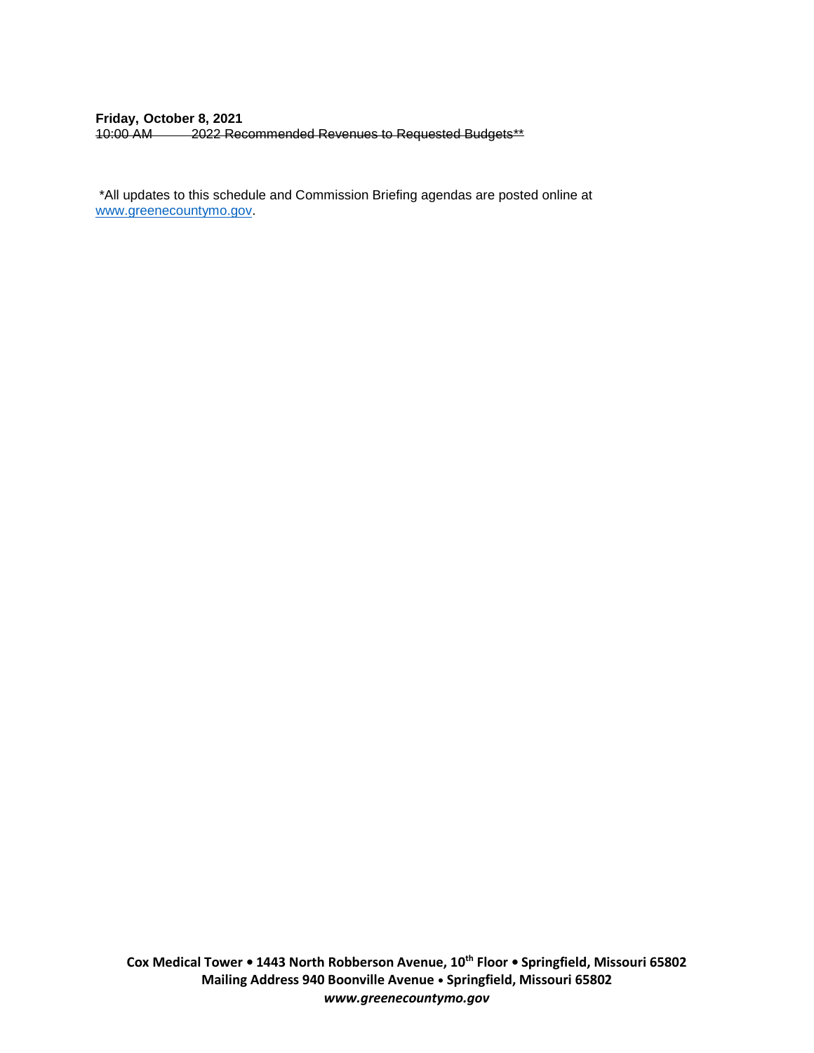**Friday, October 8, 2021**

~~10:00 AM 2022 Recommended Revenues to Requested Budgets**~~

*All updates to this schedule and Commission Briefing agendas are posted online at www.greenecountymo.gov.

**Cox Medical Tower • 1443 North Robberson Avenue, 10th Floor • Springfield, Missouri 65802**
**Mailing Address 940 Boonville Avenue • Springfield, Missouri 65802**
***www.greenecountymo.gov***